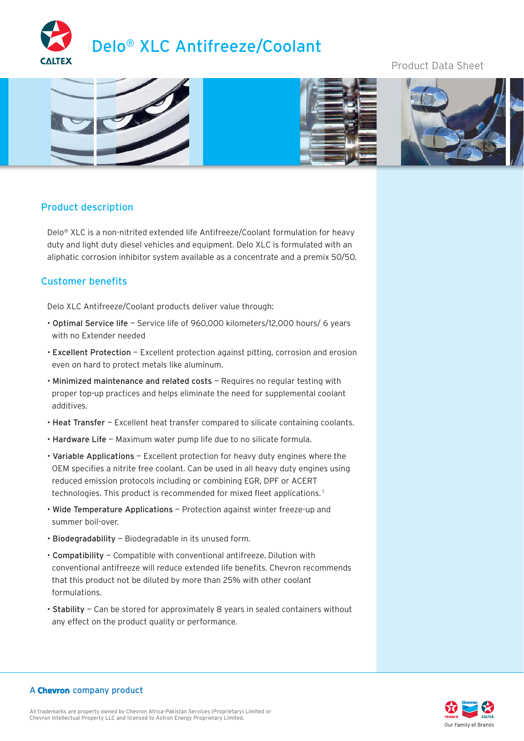# Delo® XLC Antifreeze/Coolant

Product Data Sheet

## Product description

Delo® XLC is a non-nitrited extended life Antifreeze/Coolant formulation for heavy duty and light duty diesel vehicles and equipment. Delo XLC is formulated with an aliphatic corrosion inhibitor system available as a concentrate and a premix 50/50.

## Customer benefits

Delo XLC Antifreeze/Coolant products deliver value through:

- **Optimal Service life** – Service life of 960,000 kilometers/12,000 hours/ 6 years with no Extender needed
- **Excellent Protection** – Excellent protection against pitting, corrosion and erosion even on hard to protect metals like aluminum.
- **Minimized maintenance and related costs** – Requires no regular testing with proper top-up practices and helps eliminate the need for supplemental coolant additives.
- **Heat Transfer** – Excellent heat transfer compared to silicate containing coolants.
- **Hardware Life** – Maximum water pump life due to no silicate formula.
- **Variable Applications** – Excellent protection for heavy duty engines where the OEM specifies a nitrite free coolant. Can be used in all heavy duty engines using reduced emission protocols including or combining EGR, DPF or ACERT technologies. This product is recommended for mixed fleet applications.[1]
- **Wide Temperature Applications** – Protection against winter freeze-up and summer boil-over.
- **Biodegradability** – Biodegradable in its unused form.
- **Compatibility** – Compatible with conventional antifreeze. Dilution with conventional antifreeze will reduce extended life benefits. Chevron recommends that this product not be diluted by more than 25% with other coolant formulations.
- **Stability** – Can be stored for approximately 8 years in sealed containers without any effect on the product quality or performance.

A Chevron company product

All trademarks are property owned by Chevron Africa-Pakistan Services (Proprietary) Limited or Chevron Intellectual Property LLC and licensed to Astron Energy Proprietary Limited.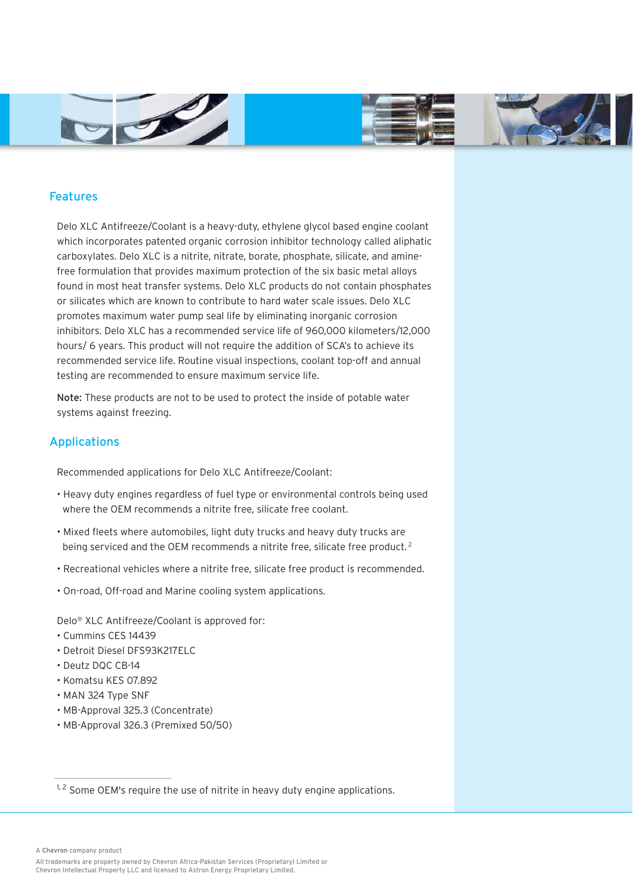## Features

Delo XLC Antifreeze/Coolant is a heavy-duty, ethylene glycol based engine coolant which incorporates patented organic corrosion inhibitor technology called aliphatic carboxylates. Delo XLC is a nitrite, nitrate, borate, phosphate, silicate, and amine-free formulation that provides maximum protection of the six basic metal alloys found in most heat transfer systems. Delo XLC products do not contain phosphates or silicates which are known to contribute to hard water scale issues. Delo XLC promotes maximum water pump seal life by eliminating inorganic corrosion inhibitors. Delo XLC has a recommended service life of 960,000 kilometers/12,000 hours/ 6 years. This product will not require the addition of SCA's to achieve its recommended service life. Routine visual inspections, coolant top-off and annual testing are recommended to ensure maximum service life.

**Note:** These products are not to be used to protect the inside of potable water systems against freezing.

## Applications

Recommended applications for Delo XLC Antifreeze/Coolant:

- Heavy duty engines regardless of fuel type or environmental controls being used where the OEM recommends a nitrite free, silicate free coolant.
- Mixed fleets where automobiles, light duty trucks and heavy duty trucks are being serviced and the OEM recommends a nitrite free, silicate free product.[2]
- Recreational vehicles where a nitrite free, silicate free product is recommended.
- On-road, Off-road and Marine cooling system applications.

Delo® XLC Antifreeze/Coolant is approved for:

- Cummins CES 14439
- Detroit Diesel DFS93K217ELC
- Deutz DQC CB-14
- Komatsu KES 07.892
- MAN 324 Type SNF
- MB-Approval 325.3 (Concentrate)
- MB-Approval 326.3 (Premixed 50/50)

[1, 2] Some OEM's require the use of nitrite in heavy duty engine applications.

A **Chevron** company product

All trademarks are property owned by Chevron Africa-Pakistan Services (Proprietary) Limited or Chevron Intellectual Property LLC and licensed to Astron Energy Proprietary Limited.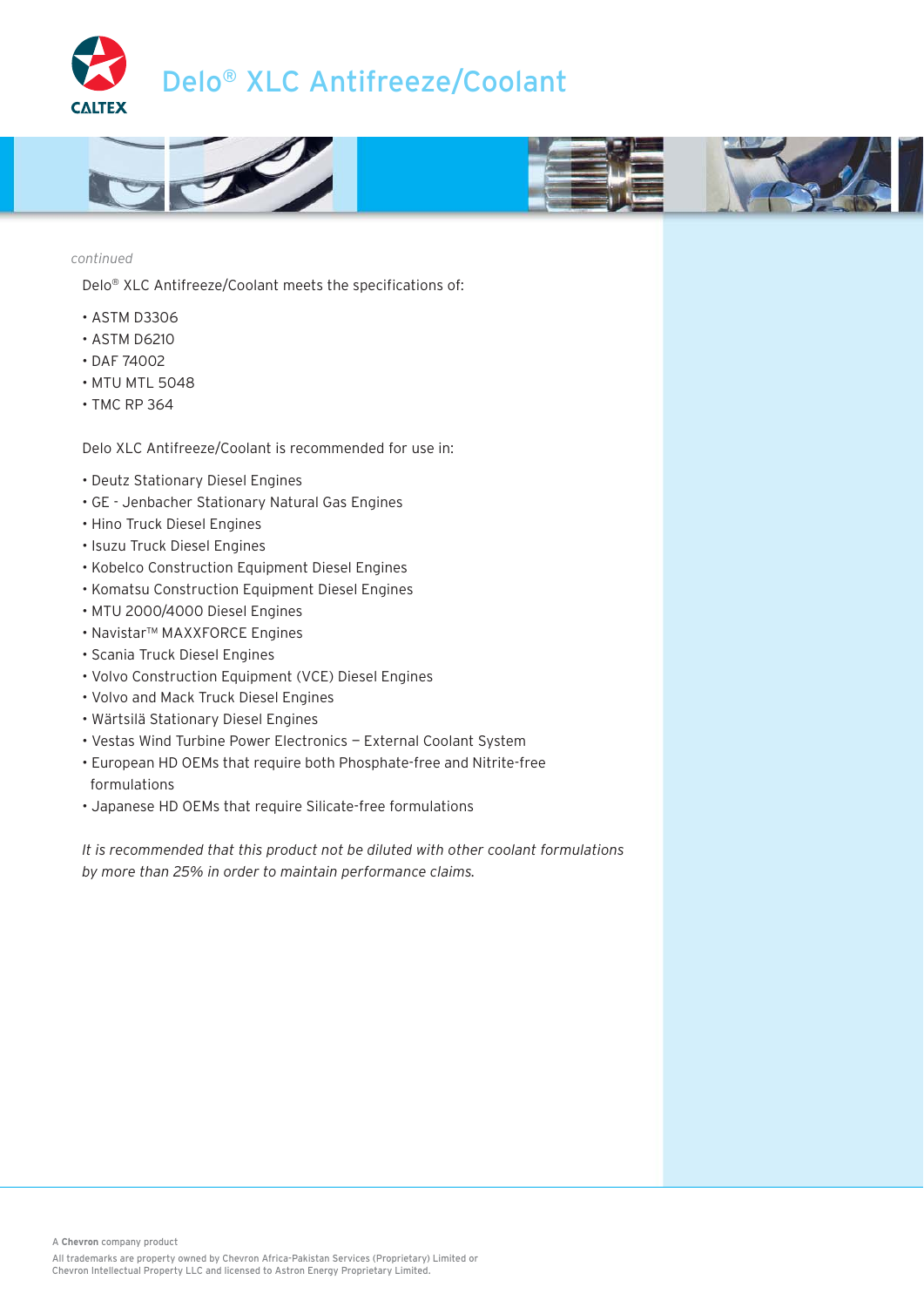# Delo® XLC Antifreeze/Coolant

*continued*

Delo® XLC Antifreeze/Coolant meets the specifications of:

- ASTM D3306
- ASTM D6210
- DAF 74002
- MTU MTL 5048
- TMC RP 364

Delo XLC Antifreeze/Coolant is recommended for use in:

- Deutz Stationary Diesel Engines
- GE - Jenbacher Stationary Natural Gas Engines
- Hino Truck Diesel Engines
- Isuzu Truck Diesel Engines
- Kobelco Construction Equipment Diesel Engines
- Komatsu Construction Equipment Diesel Engines
- MTU 2000/4000 Diesel Engines
- Navistar™ MAXXFORCE Engines
- Scania Truck Diesel Engines
- Volvo Construction Equipment (VCE) Diesel Engines
- Volvo and Mack Truck Diesel Engines
- Wärtsilä Stationary Diesel Engines
- Vestas Wind Turbine Power Electronics — External Coolant System
- European HD OEMs that require both Phosphate-free and Nitrite-free formulations
- Japanese HD OEMs that require Silicate-free formulations

*It is recommended that this product not be diluted with other coolant formulations by more than 25% in order to maintain performance claims.*

A **Chevron** company product

All trademarks are property owned by Chevron Africa-Pakistan Services (Proprietary) Limited or Chevron Intellectual Property LLC and licensed to Astron Energy Proprietary Limited.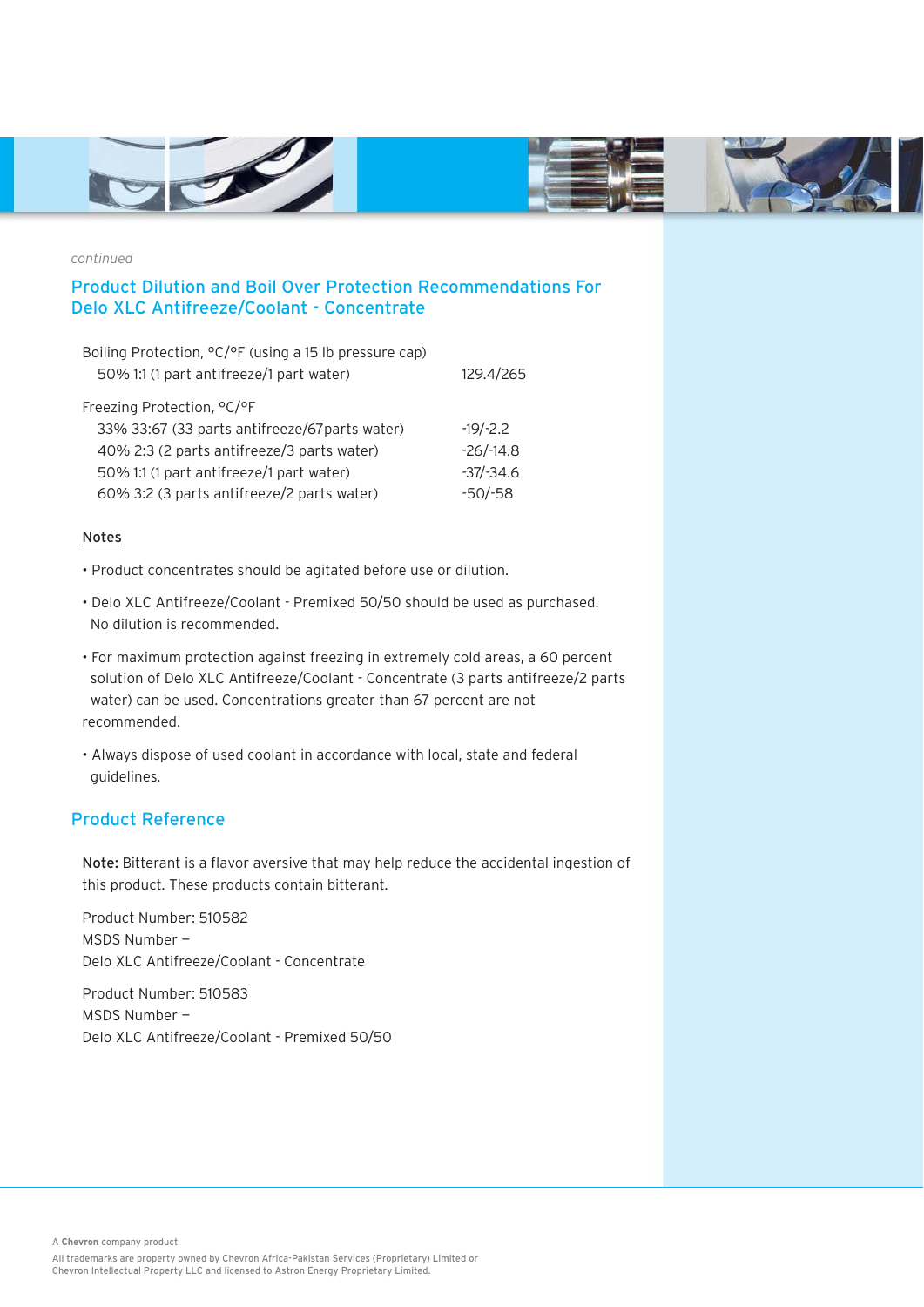*continued*

## Product Dilution and Boil Over Protection Recommendations For Delo XLC Antifreeze/Coolant - Concentrate

| | |
|---|---|
| Boiling Protection, °C/°F (using a 15 lb pressure cap) | |
| 50% 1:1 (1 part antifreeze/1 part water) | 129.4/265 |
| Freezing Protection, °C/°F | |
| 33% 33:67 (33 parts antifreeze/67parts water) | -19/-2.2 |
| 40% 2:3 (2 parts antifreeze/3 parts water) | -26/-14.8 |
| 50% 1:1 (1 part antifreeze/1 part water) | -37/-34.6 |
| 60% 3:2 (3 parts antifreeze/2 parts water) | -50/-58 |

**Notes**

- Product concentrates should be agitated before use or dilution.
- Delo XLC Antifreeze/Coolant - Premixed 50/50 should be used as purchased. No dilution is recommended.
- For maximum protection against freezing in extremely cold areas, a 60 percent solution of Delo XLC Antifreeze/Coolant - Concentrate (3 parts antifreeze/2 parts water) can be used. Concentrations greater than 67 percent are not recommended.
- Always dispose of used coolant in accordance with local, state and federal guidelines.

## Product Reference

**Note:** Bitterant is a flavor aversive that may help reduce the accidental ingestion of this product. These products contain bitterant.

Product Number: 510582
MSDS Number –
Delo XLC Antifreeze/Coolant - Concentrate

Product Number: 510583
MSDS Number –
Delo XLC Antifreeze/Coolant - Premixed 50/50

A **Chevron** company product

All trademarks are property owned by Chevron Africa-Pakistan Services (Proprietary) Limited or Chevron Intellectual Property LLC and licensed to Astron Energy Proprietary Limited.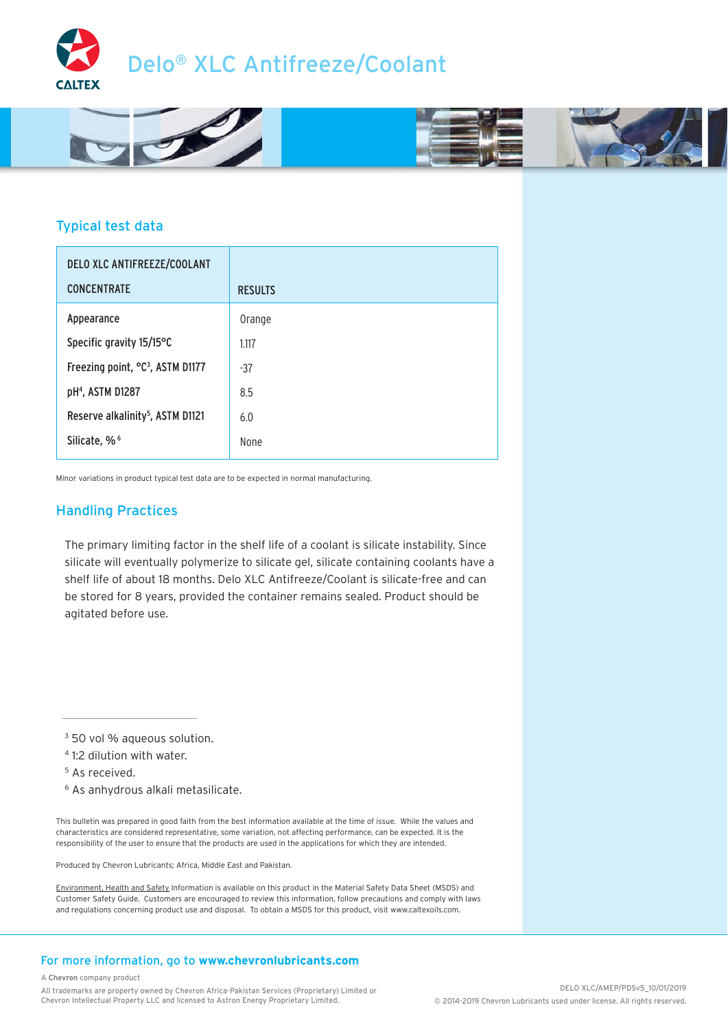# Delo® XLC Antifreeze/Coolant

## Typical test data

| DELO XLC ANTIFREEZE/COOLANT CONCENTRATE | RESULTS |
|---|---|
| Appearance | Orange |
| Specific gravity 15/15°C | 1.117 |
| Freezing point, °C[3], ASTM D1177 | -37 |
| pH[4], ASTM D1287 | 8.5 |
| Reserve alkalinity[5], ASTM D1121 | 6.0 |
| Silicate, %[6] | None |

Minor variations in product typical test data are to be expected in normal manufacturing.

## Handling Practices

The primary limiting factor in the shelf life of a coolant is silicate instability. Since silicate will eventually polymerize to silicate gel, silicate containing coolants have a shelf life of about 18 months. Delo XLC Antifreeze/Coolant is silicate-free and can be stored for 8 years, provided the container remains sealed. Product should be agitated before use.

[3] 50 vol % aqueous solution.
[4] 1:2 dilution with water.
[5] As received.
[6] As anhydrous alkali metasilicate.

This bulletin was prepared in good faith from the best information available at the time of issue. While the values and characteristics are considered representative, some variation, not affecting performance, can be expected. It is the responsibility of the user to ensure that the products are used in the applications for which they are intended.

Produced by Chevron Lubricants; Africa, Middle East and Pakistan.

Environment, Health and Safety Information is available on this product in the Material Safety Data Sheet (MSDS) and Customer Safety Guide. Customers are encouraged to review this information, follow precautions and comply with laws and regulations concerning product use and disposal. To obtain a MSDS for this product, visit www.caltexoils.com.

For more information, go to **www.chevronlubricants.com**

A **Chevron** company product

All trademarks are property owned by Chevron Africa-Pakistan Services (Proprietary) Limited or Chevron Intellectual Property LLC and licensed to Astron Energy Proprietary Limited.

DELO XLC/AMEP/PDSv5_10/01/2019

© 2014-2019 Chevron Lubricants used under license. All rights reserved.